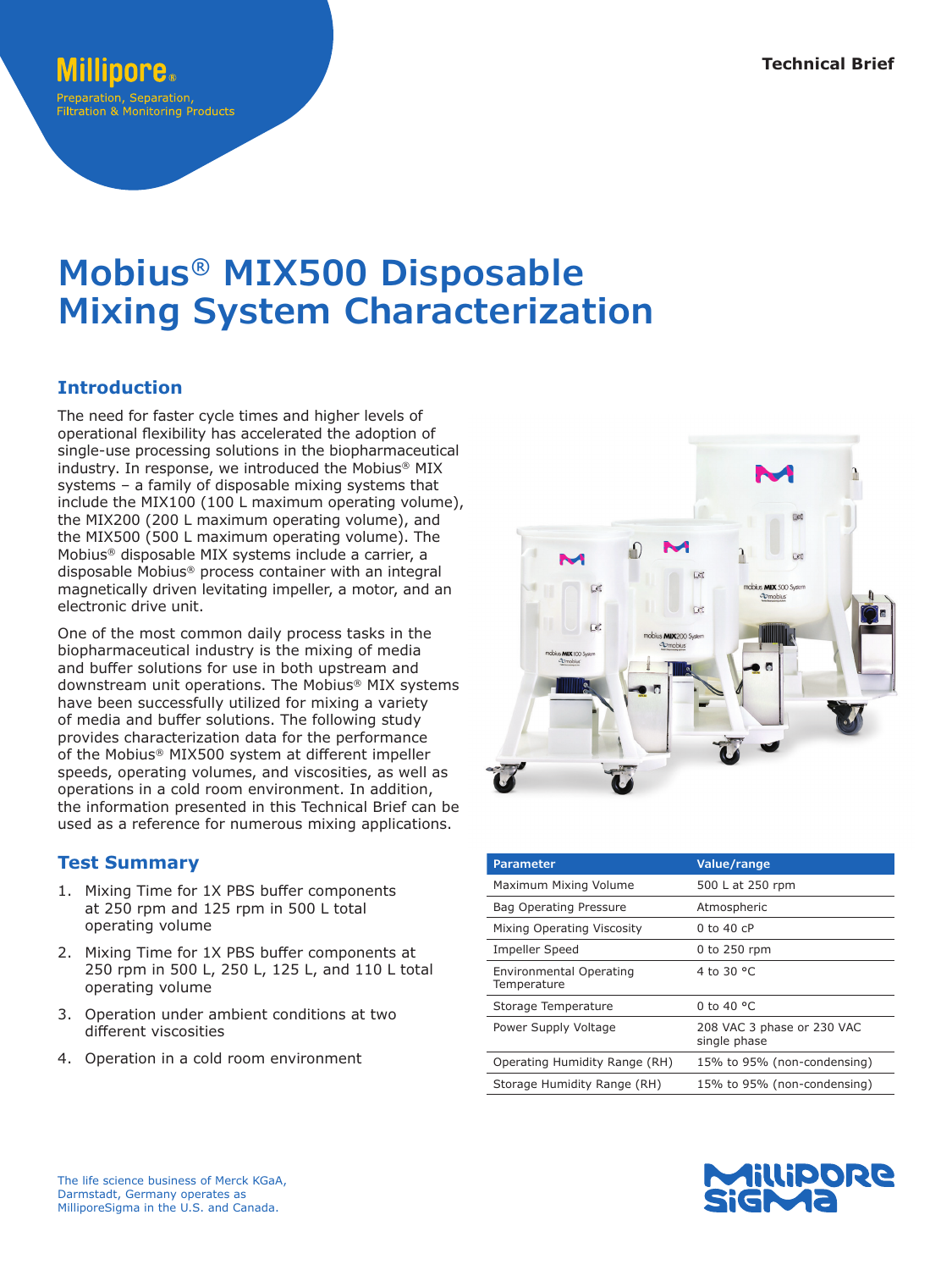Millipore®

Preparation, Separation, Filtration & Monitoring Products

Technical Brief

# Mobius® MIX500 Disposable Mixing System Characterization

## Introduction

The need for faster cycle times and higher levels of operational flexibility has accelerated the adoption of single-use processing solutions in the biopharmaceutical industry. In response, we introduced the Mobius® MIX systems – a family of disposable mixing systems that include the MIX100 (100 L maximum operating volume), the MIX200 (200 L maximum operating volume), and the MIX500 (500 L maximum operating volume). The Mobius® disposable MIX systems include a carrier, a disposable Mobius® process container with an integral magnetically driven levitating impeller, a motor, and an electronic drive unit.

One of the most common daily process tasks in the biopharmaceutical industry is the mixing of media and buffer solutions for use in both upstream and downstream unit operations. The Mobius® MIX systems have been successfully utilized for mixing a variety of media and buffer solutions. The following study provides characterization data for the performance of the Mobius® MIX500 system at different impeller speeds, operating volumes, and viscosities, as well as operations in a cold room environment. In addition, the information presented in this Technical Brief can be used as a reference for numerous mixing applications.

## Test Summary

1. Mixing Time for 1X PBS buffer components at 250 rpm and 125 rpm in 500 L total operating volume
2. Mixing Time for 1X PBS buffer components at 250 rpm in 500 L, 250 L, 125 L, and 110 L total operating volume
3. Operation under ambient conditions at two different viscosities
4. Operation in a cold room environment

| Parameter | Value/range |
| --- | --- |
| Maximum Mixing Volume | 500 L at 250 rpm |
| Bag Operating Pressure | Atmospheric |
| Mixing Operating Viscosity | 0 to 40 cP |
| Impeller Speed | 0 to 250 rpm |
| Environmental Operating Temperature | 4 to 30 °C |
| Storage Temperature | 0 to 40 °C |
| Power Supply Voltage | 208 VAC 3 phase or 230 VAC single phase |
| Operating Humidity Range (RH) | 15% to 95% (non-condensing) |
| Storage Humidity Range (RH) | 15% to 95% (non-condensing) |

The life science business of Merck KGaA, Darmstadt, Germany operates as MilliporeSigma in the U.S. and Canada.

MilliporeSigma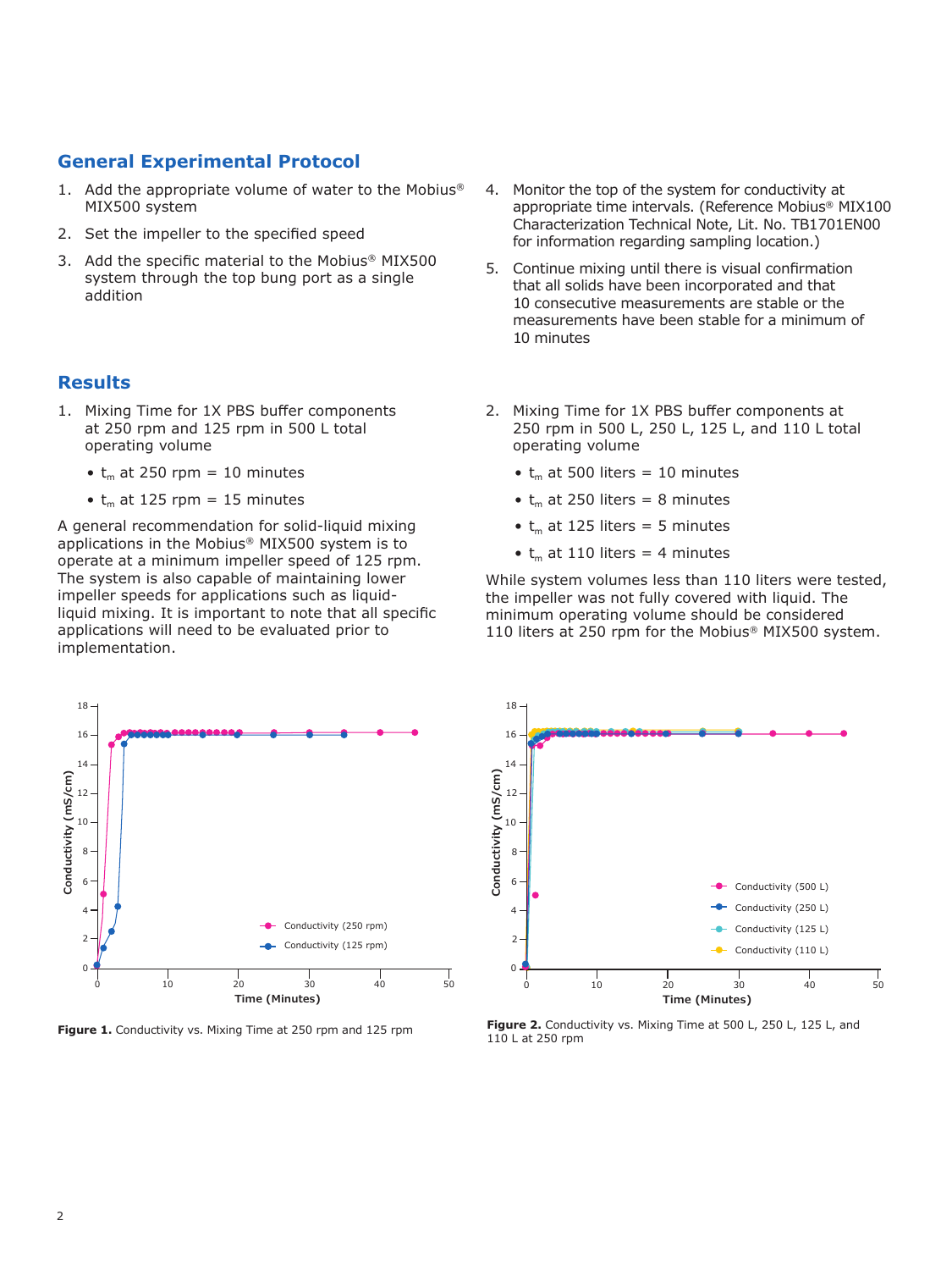## General Experimental Protocol

1. Add the appropriate volume of water to the Mobius® MIX500 system
2. Set the impeller to the specified speed
3. Add the specific material to the Mobius® MIX500 system through the top bung port as a single addition
4. Monitor the top of the system for conductivity at appropriate time intervals. (Reference Mobius® MIX100 Characterization Technical Note, Lit. No. TB1701EN00 for information regarding sampling location.)
5. Continue mixing until there is visual confirmation that all solids have been incorporated and that 10 consecutive measurements are stable or the measurements have been stable for a minimum of 10 minutes

## Results

1. Mixing Time for 1X PBS buffer components at 250 rpm and 125 rpm in 500 L total operating volume
   - $t_m$ at 250 rpm = 10 minutes
   - $t_m$ at 125 rpm = 15 minutes

A general recommendation for solid-liquid mixing applications in the Mobius® MIX500 system is to operate at a minimum impeller speed of 125 rpm. The system is also capable of maintaining lower impeller speeds for applications such as liquid-liquid mixing. It is important to note that all specific applications will need to be evaluated prior to implementation.

2. Mixing Time for 1X PBS buffer components at 250 rpm in 500 L, 250 L, 125 L, and 110 L total operating volume
   - $t_m$ at 500 liters = 10 minutes
   - $t_m$ at 250 liters = 8 minutes
   - $t_m$ at 125 liters = 5 minutes
   - $t_m$ at 110 liters = 4 minutes

While system volumes less than 110 liters were tested, the impeller was not fully covered with liquid. The minimum operating volume should be considered 110 liters at 250 rpm for the Mobius® MIX500 system.

**Figure 1.** Conductivity vs. Mixing Time at 250 rpm and 125 rpm

**Figure 2.** Conductivity vs. Mixing Time at 500 L, 250 L, 125 L, and 110 L at 250 rpm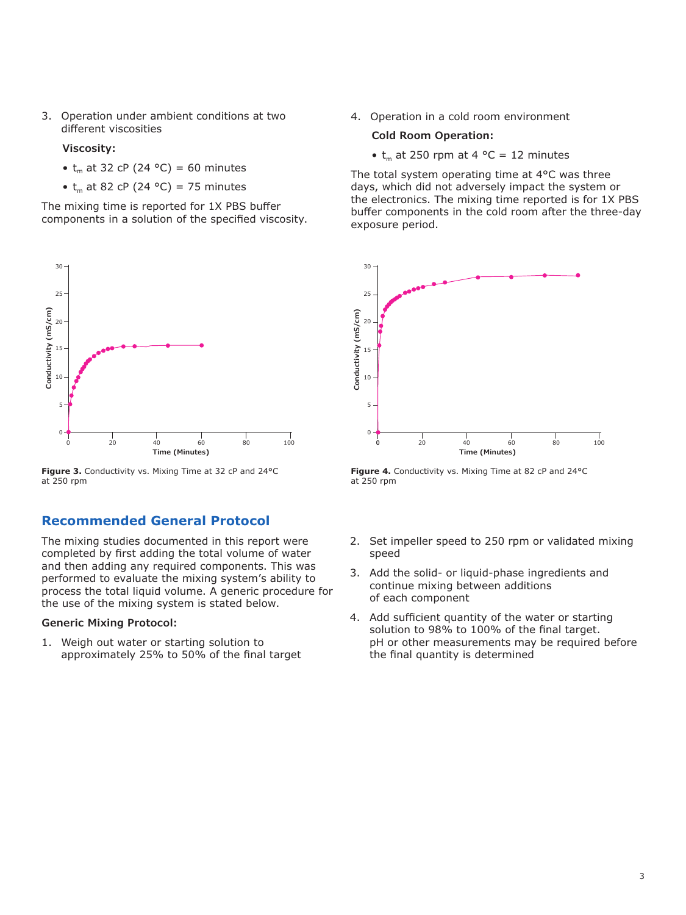3. Operation under ambient conditions at two different viscosities

   **Viscosity:**

   - $t_m$ at 32 cP (24 °C) = 60 minutes
   - $t_m$ at 82 cP (24 °C) = 75 minutes

The mixing time is reported for 1X PBS buffer components in a solution of the specified viscosity.

4. Operation in a cold room environment

   **Cold Room Operation:**

   - $t_m$ at 250 rpm at 4 °C = 12 minutes

The total system operating time at 4°C was three days, which did not adversely impact the system or the electronics. The mixing time reported is for 1X PBS buffer components in the cold room after the three-day exposure period.

**Figure 3.** Conductivity vs. Mixing Time at 32 cP and 24°C at 250 rpm

**Figure 4.** Conductivity vs. Mixing Time at 82 cP and 24°C at 250 rpm

## Recommended General Protocol

The mixing studies documented in this report were completed by first adding the total volume of water and then adding any required components. This was performed to evaluate the mixing system's ability to process the total liquid volume. A generic procedure for the use of the mixing system is stated below.

**Generic Mixing Protocol:**

1. Weigh out water or starting solution to approximately 25% to 50% of the final target
2. Set impeller speed to 250 rpm or validated mixing speed
3. Add the solid- or liquid-phase ingredients and continue mixing between additions of each component
4. Add sufficient quantity of the water or starting solution to 98% to 100% of the final target. pH or other measurements may be required before the final quantity is determined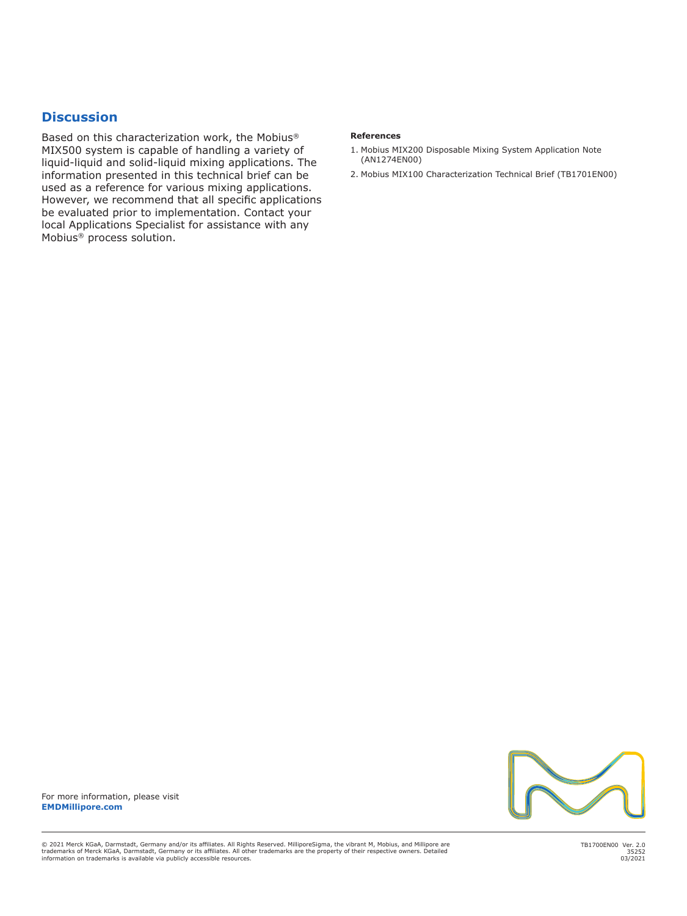## Discussion

Based on this characterization work, the Mobius® MIX500 system is capable of handling a variety of liquid-liquid and solid-liquid mixing applications. The information presented in this technical brief can be used as a reference for various mixing applications. However, we recommend that all specific applications be evaluated prior to implementation. Contact your local Applications Specialist for assistance with any Mobius® process solution.

**References**

1. Mobius MIX200 Disposable Mixing System Application Note (AN1274EN00)
2. Mobius MIX100 Characterization Technical Brief (TB1701EN00)

For more information, please visit
**EMDMillipore.com**

© 2021 Merck KGaA, Darmstadt, Germany and/or its affiliates. All Rights Reserved. MilliporeSigma, the vibrant M, Mobius, and Millipore are trademarks of Merck KGaA, Darmstadt, Germany or its affiliates. All other trademarks are the property of their respective owners. Detailed information on trademarks is available via publicly accessible resources.

TB1700EN00 Ver. 2.0
35252
03/2021